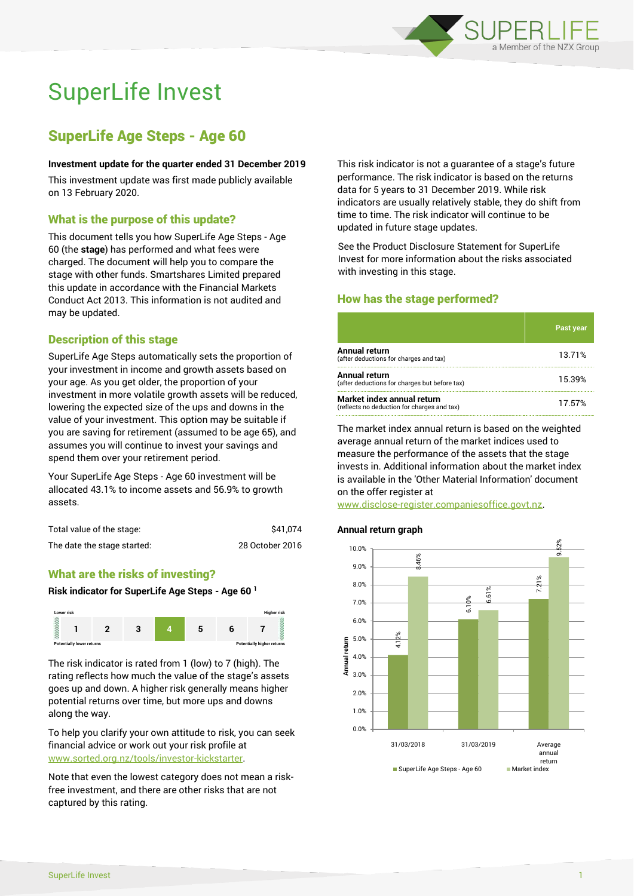# SuperLife Invest

## SuperLife Age Steps - Age 60

**Investment update for the quarter ended 31 December 2019**

This investment update was first made publicly available on 13 February 2020.

### What is the purpose of this update?

This document tells you how SuperLife Age Steps - Age 60 (the **stage**) has performed and what fees were charged. The document will help you to compare the stage with other funds. Smartshares Limited prepared this update in accordance with the Financial Markets Conduct Act 2013. This information is not audited and may be updated.

### Description of this stage

SuperLife Age Steps automatically sets the proportion of your investment in income and growth assets based on your age. As you get older, the proportion of your investment in more volatile growth assets will be reduced, lowering the expected size of the ups and downs in the value of your investment. This option may be suitable if you are saving for retirement (assumed to be age 65), and assumes you will continue to invest your savings and spend them over your retirement period.

Your SuperLife Age Steps - Age 60 investment will be allocated 43.1% to income assets and 56.9% to growth assets.

| | |
|---|---|
| Total value of the stage: | $41,074 |
| The date the stage started: | 28 October 2016 |

### What are the risks of investing?

**Risk indicator for SuperLife Age Steps - Age 60** [1]

Lower risk — Higher risk

| 1 | 2 | 3 | **4** | 5 | 6 | 7 |
|---|---|---|---|---|---|---|

Potentially lower returns — Potentially higher returns

The risk indicator is rated from 1 (low) to 7 (high). The rating reflects how much the value of the stage's assets goes up and down. A higher risk generally means higher potential returns over time, but more ups and downs along the way.

To help you clarify your own attitude to risk, you can seek financial advice or work out your risk profile at www.sorted.org.nz/tools/investor-kickstarter.

Note that even the lowest category does not mean a risk-free investment, and there are other risks that are not captured by this rating.

This risk indicator is not a guarantee of a stage's future performance. The risk indicator is based on the returns data for 5 years to 31 December 2019. While risk indicators are usually relatively stable, they do shift from time to time. The risk indicator will continue to be updated in future stage updates.

See the Product Disclosure Statement for SuperLife Invest for more information about the risks associated with investing in this stage.

### How has the stage performed?

| | Past year |
|---|---|
| **Annual return** (after deductions for charges and tax) | 13.71% |
| **Annual return** (after deductions for charges but before tax) | 15.39% |
| **Market index annual return** (reflects no deduction for charges and tax) | 17.57% |

The market index annual return is based on the weighted average annual return of the market indices used to measure the performance of the assets that the stage invests in. Additional information about the market index is available in the 'Other Material Information' document on the offer register at www.disclose-register.companiesoffice.govt.nz.

**Annual return graph**

| | SuperLife Age Steps - Age 60 | Market index |
|---|---|---|
| 31/03/2018 | 4.12% | 8.46% |
| 31/03/2019 | 6.10% | 6.61% |
| Average annual return | 7.21% | 9.52% |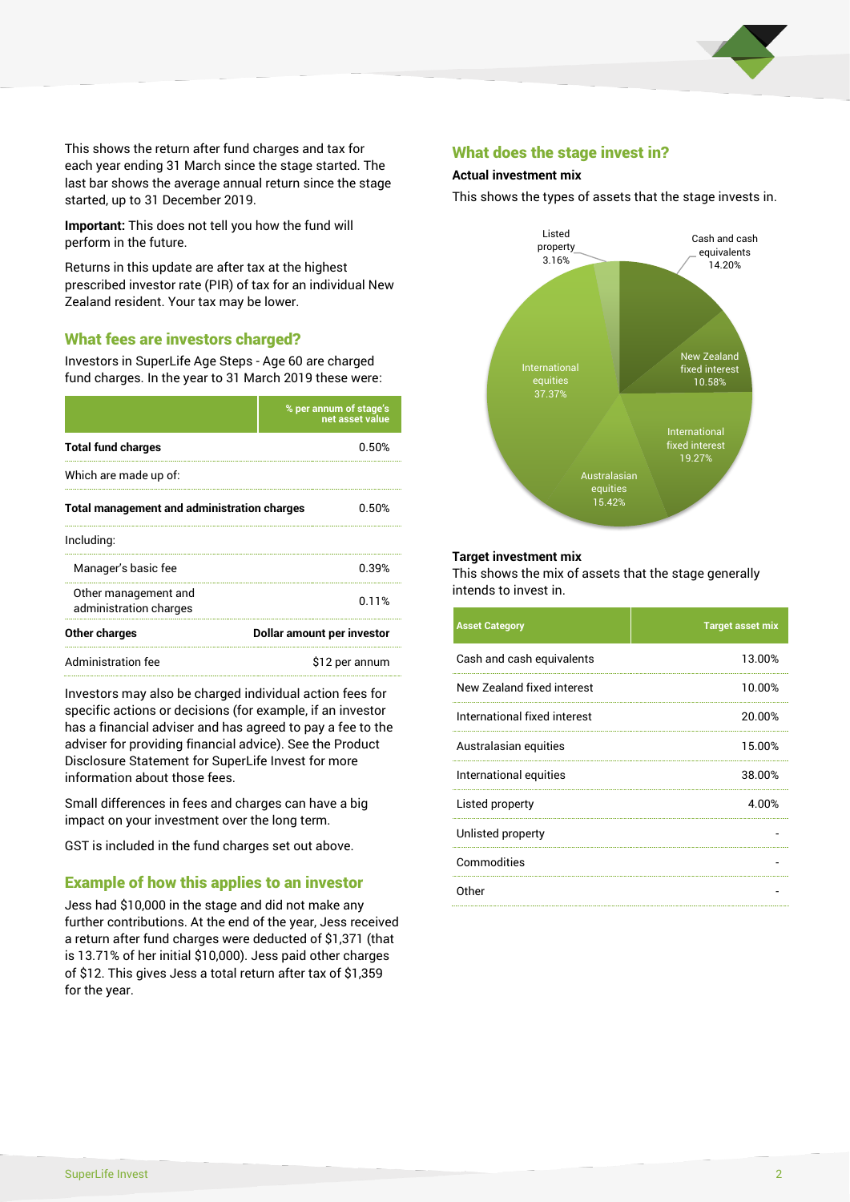This shows the return after fund charges and tax for each year ending 31 March since the stage started. The last bar shows the average annual return since the stage started, up to 31 December 2019.

**Important:** This does not tell you how the fund will perform in the future.

Returns in this update are after tax at the highest prescribed investor rate (PIR) of tax for an individual New Zealand resident. Your tax may be lower.

## What fees are investors charged?

Investors in SuperLife Age Steps - Age 60 are charged fund charges. In the year to 31 March 2019 these were:

| | % per annum of stage's net asset value |
|---|---|
| **Total fund charges** | 0.50% |
| Which are made up of: | |
| **Total management and administration charges** | 0.50% |
| Including: | |
| Manager's basic fee | 0.39% |
| Other management and administration charges | 0.11% |
| **Other charges** | **Dollar amount per investor** |
| Administration fee | $12 per annum |

Investors may also be charged individual action fees for specific actions or decisions (for example, if an investor has a financial adviser and has agreed to pay a fee to the adviser for providing financial advice). See the Product Disclosure Statement for SuperLife Invest for more information about those fees.

Small differences in fees and charges can have a big impact on your investment over the long term.

GST is included in the fund charges set out above.

## Example of how this applies to an investor

Jess had $10,000 in the stage and did not make any further contributions. At the end of the year, Jess received a return after fund charges were deducted of $1,371 (that is 13.71% of her initial $10,000). Jess paid other charges of $12. This gives Jess a total return after tax of $1,359 for the year.

## What does the stage invest in?

### Actual investment mix

This shows the types of assets that the stage invests in.

- Cash and cash equivalents: 14.20%
- New Zealand fixed interest: 10.58%
- International fixed interest: 19.27%
- Australasian equities: 15.42%
- International equities: 37.37%
- Listed property: 3.16%

### Target investment mix

This shows the mix of assets that the stage generally intends to invest in.

| Asset Category | Target asset mix |
|---|---|
| Cash and cash equivalents | 13.00% |
| New Zealand fixed interest | 10.00% |
| International fixed interest | 20.00% |
| Australasian equities | 15.00% |
| International equities | 38.00% |
| Listed property | 4.00% |
| Unlisted property | - |
| Commodities | - |
| Other | - |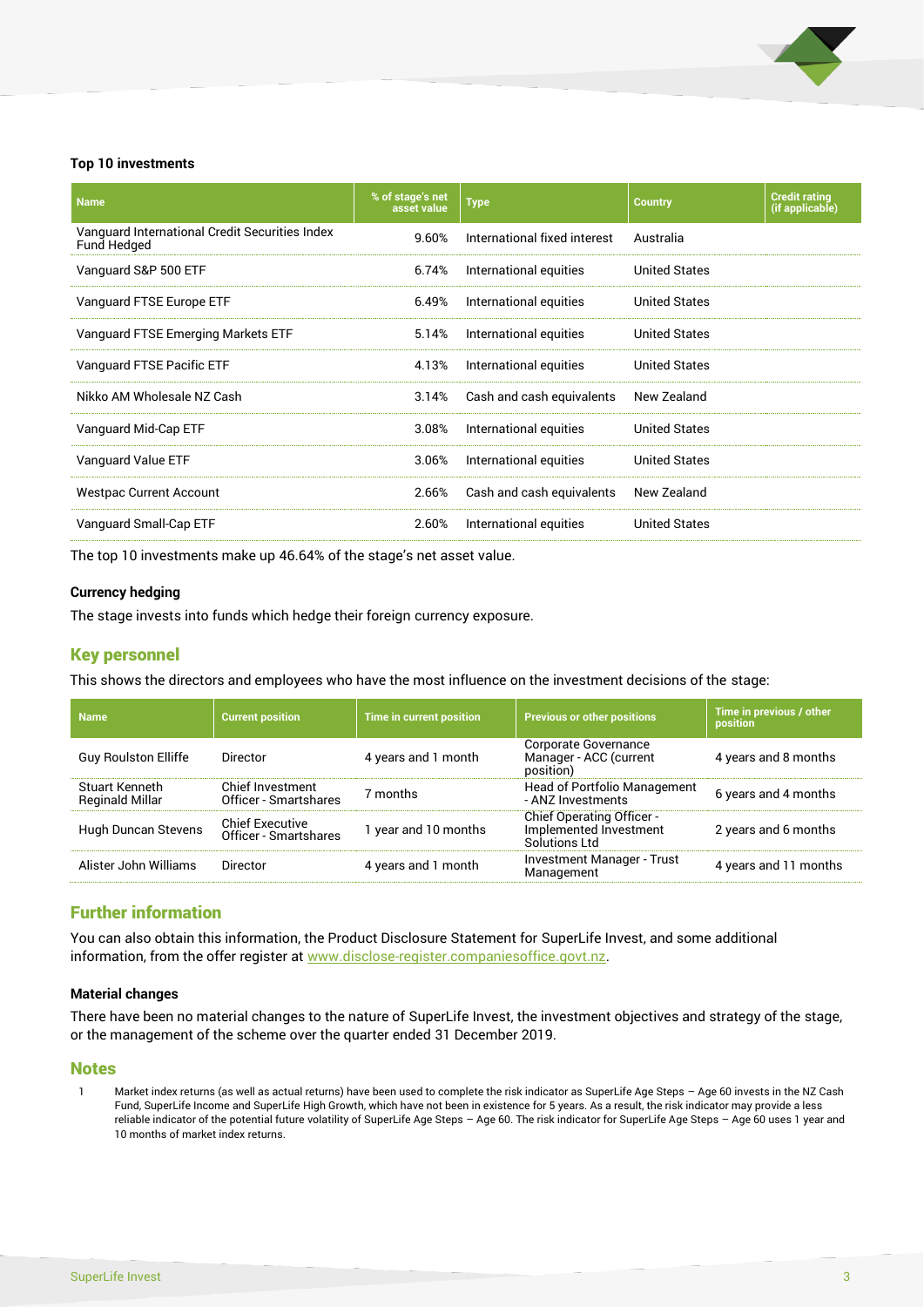### Top 10 investments

| Name | % of stage's net asset value | Type | Country | Credit rating (if applicable) |
|---|---|---|---|---|
| Vanguard International Credit Securities Index Fund Hedged | 9.60% | International fixed interest | Australia | |
| Vanguard S&P 500 ETF | 6.74% | International equities | United States | |
| Vanguard FTSE Europe ETF | 6.49% | International equities | United States | |
| Vanguard FTSE Emerging Markets ETF | 5.14% | International equities | United States | |
| Vanguard FTSE Pacific ETF | 4.13% | International equities | United States | |
| Nikko AM Wholesale NZ Cash | 3.14% | Cash and cash equivalents | New Zealand | |
| Vanguard Mid-Cap ETF | 3.08% | International equities | United States | |
| Vanguard Value ETF | 3.06% | International equities | United States | |
| Westpac Current Account | 2.66% | Cash and cash equivalents | New Zealand | |
| Vanguard Small-Cap ETF | 2.60% | International equities | United States | |

The top 10 investments make up 46.64% of the stage's net asset value.

### Currency hedging

The stage invests into funds which hedge their foreign currency exposure.

## Key personnel

This shows the directors and employees who have the most influence on the investment decisions of the stage:

| Name | Current position | Time in current position | Previous or other positions | Time in previous / other position |
|---|---|---|---|---|
| Guy Roulston Elliffe | Director | 4 years and 1 month | Corporate Governance Manager - ACC (current position) | 4 years and 8 months |
| Stuart Kenneth Reginald Millar | Chief Investment Officer - Smartshares | 7 months | Head of Portfolio Management - ANZ Investments | 6 years and 4 months |
| Hugh Duncan Stevens | Chief Executive Officer - Smartshares | 1 year and 10 months | Chief Operating Officer - Implemented Investment Solutions Ltd | 2 years and 6 months |
| Alister John Williams | Director | 4 years and 1 month | Investment Manager - Trust Management | 4 years and 11 months |

## Further information

You can also obtain this information, the Product Disclosure Statement for SuperLife Invest, and some additional information, from the offer register at www.disclose-register.companiesoffice.govt.nz.

### Material changes

There have been no material changes to the nature of SuperLife Invest, the investment objectives and strategy of the stage, or the management of the scheme over the quarter ended 31 December 2019.

## Notes

1. Market index returns (as well as actual returns) have been used to complete the risk indicator as SuperLife Age Steps – Age 60 invests in the NZ Cash Fund, SuperLife Income and SuperLife High Growth, which have not been in existence for 5 years. As a result, the risk indicator may provide a less reliable indicator of the potential future volatility of SuperLife Age Steps – Age 60. The risk indicator for SuperLife Age Steps – Age 60 uses 1 year and 10 months of market index returns.